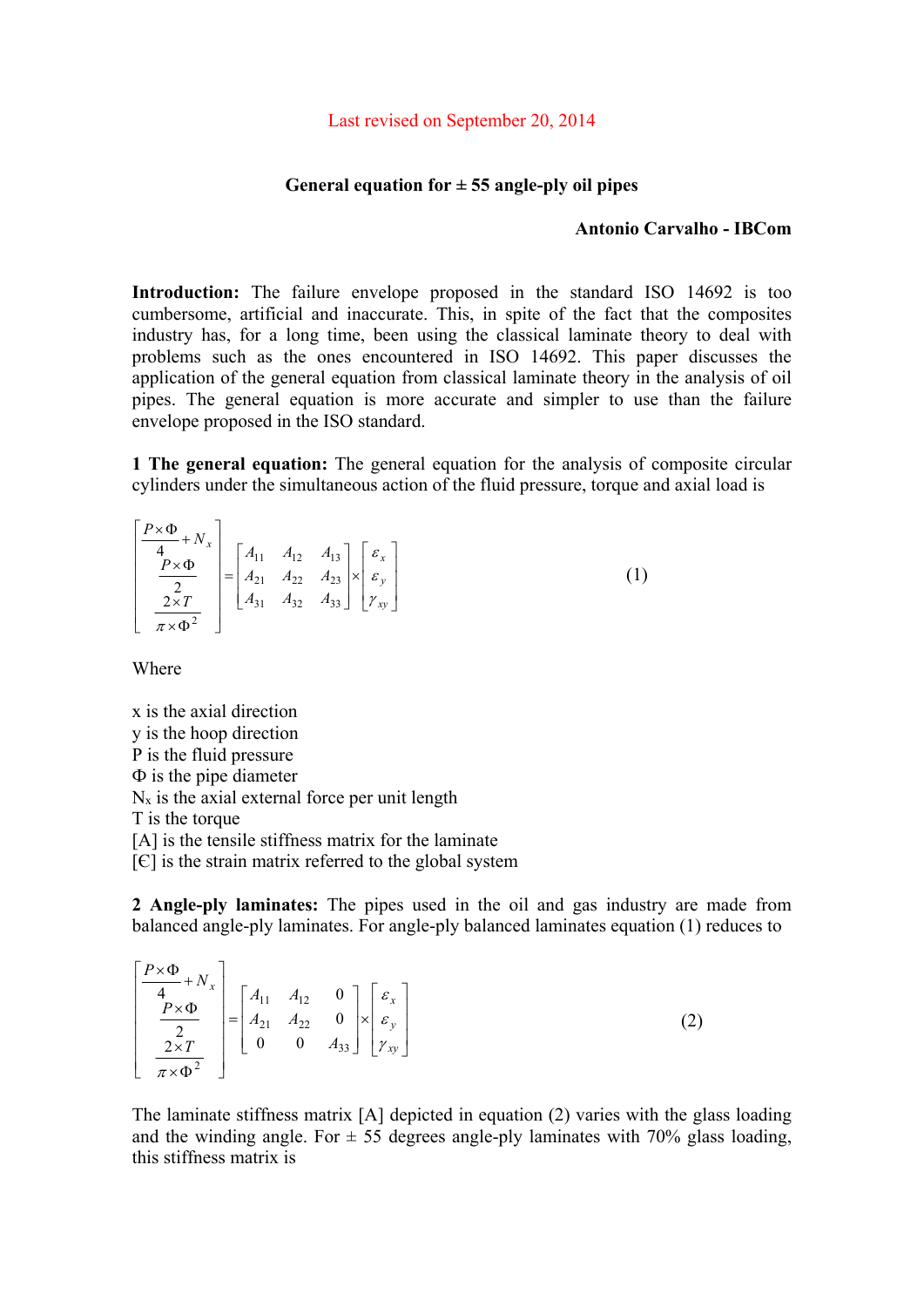Last revised on September 20, 2014

# General equation for ± 55 angle-ply oil pipes

**Antonio Carvalho - IBCom**

**Introduction:** The failure envelope proposed in the standard ISO 14692 is too cumbersome, artificial and inaccurate. This, in spite of the fact that the composites industry has, for a long time, been using the classical laminate theory to deal with problems such as the ones encountered in ISO 14692. This paper discusses the application of the general equation from classical laminate theory in the analysis of oil pipes. The general equation is more accurate and simpler to use than the failure envelope proposed in the ISO standard.

**1 The general equation:** The general equation for the analysis of composite circular cylinders under the simultaneous action of the fluid pressure, torque and axial load is

$$\begin{bmatrix} \dfrac{P \times \Phi}{4} + N_x \\ \dfrac{P \times \Phi}{2} \\ \dfrac{2 \times T}{\pi \times \Phi^2} \end{bmatrix} = \begin{bmatrix} A_{11} & A_{12} & A_{13} \\ A_{21} & A_{22} & A_{23} \\ A_{31} & A_{32} & A_{33} \end{bmatrix} \times \begin{bmatrix} \varepsilon_x \\ \varepsilon_y \\ \gamma_{xy} \end{bmatrix} \qquad (1)$$

Where

x is the axial direction
y is the hoop direction
P is the fluid pressure
Φ is the pipe diameter
$N_x$ is the axial external force per unit length
T is the torque
[A] is the tensile stiffness matrix for the laminate
[Є] is the strain matrix referred to the global system

**2 Angle-ply laminates:** The pipes used in the oil and gas industry are made from balanced angle-ply laminates. For angle-ply balanced laminates equation (1) reduces to

$$\begin{bmatrix} \dfrac{P \times \Phi}{4} + N_x \\ \dfrac{P \times \Phi}{2} \\ \dfrac{2 \times T}{\pi \times \Phi^2} \end{bmatrix} = \begin{bmatrix} A_{11} & A_{12} & 0 \\ A_{21} & A_{22} & 0 \\ 0 & 0 & A_{33} \end{bmatrix} \times \begin{bmatrix} \varepsilon_x \\ \varepsilon_y \\ \gamma_{xy} \end{bmatrix} \qquad (2)$$

The laminate stiffness matrix [A] depicted in equation (2) varies with the glass loading and the winding angle. For ± 55 degrees angle-ply laminates with 70% glass loading, this stiffness matrix is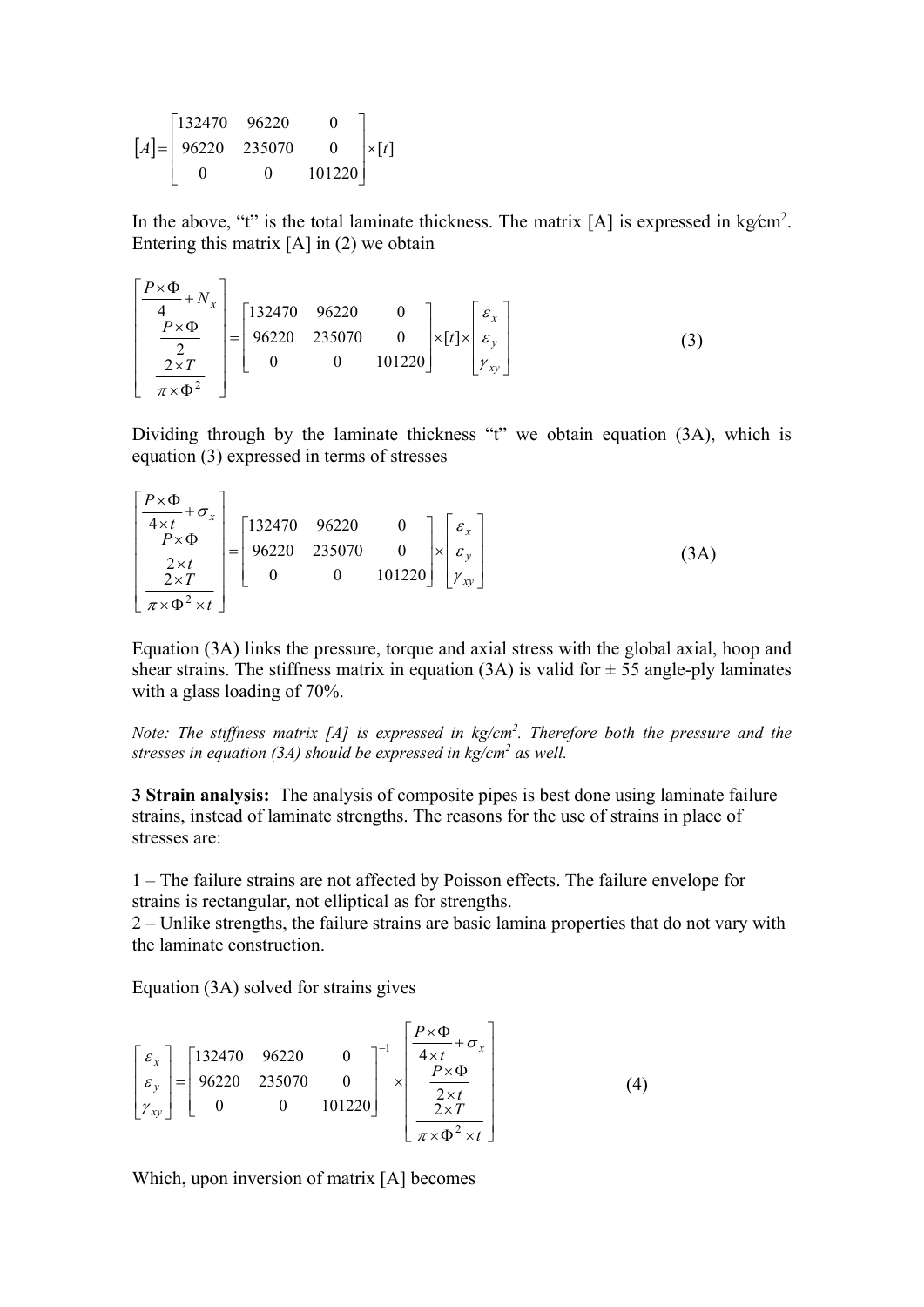$$[A] = \begin{bmatrix} 132470 & 96220 & 0 \\ 96220 & 235070 & 0 \\ 0 & 0 & 101220 \end{bmatrix} \times [t]$$

In the above, "t" is the total laminate thickness. The matrix [A] is expressed in kg⁄cm$^2$. Entering this matrix [A] in (2) we obtain

$$\begin{bmatrix} \dfrac{P \times \Phi}{4} + N_x \\ \dfrac{P \times \Phi}{2} \\ \dfrac{2 \times T}{\pi \times \Phi^2} \end{bmatrix} = \begin{bmatrix} 132470 & 96220 & 0 \\ 96220 & 235070 & 0 \\ 0 & 0 & 101220 \end{bmatrix} \times [t] \times \begin{bmatrix} \varepsilon_x \\ \varepsilon_y \\ \gamma_{xy} \end{bmatrix} \tag{3}$$

Dividing through by the laminate thickness "t" we obtain equation (3A), which is equation (3) expressed in terms of stresses

$$\begin{bmatrix} \dfrac{P \times \Phi}{4 \times t} + \sigma_x \\ \dfrac{P \times \Phi}{2 \times t} \\ \dfrac{2 \times T}{\pi \times \Phi^2 \times t} \end{bmatrix} = \begin{bmatrix} 132470 & 96220 & 0 \\ 96220 & 235070 & 0 \\ 0 & 0 & 101220 \end{bmatrix} \times \begin{bmatrix} \varepsilon_x \\ \varepsilon_y \\ \gamma_{xy} \end{bmatrix} \tag{3A}$$

Equation (3A) links the pressure, torque and axial stress with the global axial, hoop and shear strains. The stiffness matrix in equation (3A) is valid for ± 55 angle-ply laminates with a glass loading of 70%.

*Note: The stiffness matrix [A] is expressed in kg/cm$^2$. Therefore both the pressure and the stresses in equation (3A) should be expressed in kg/cm$^2$ as well.*

**3 Strain analysis:** The analysis of composite pipes is best done using laminate failure strains, instead of laminate strengths. The reasons for the use of strains in place of stresses are:

1 – The failure strains are not affected by Poisson effects. The failure envelope for strains is rectangular, not elliptical as for strengths.
2 – Unlike strengths, the failure strains are basic lamina properties that do not vary with the laminate construction.

Equation (3A) solved for strains gives

$$\begin{bmatrix} \varepsilon_x \\ \varepsilon_y \\ \gamma_{xy} \end{bmatrix} = \begin{bmatrix} 132470 & 96220 & 0 \\ 96220 & 235070 & 0 \\ 0 & 0 & 101220 \end{bmatrix}^{-1} \times \begin{bmatrix} \dfrac{P \times \Phi}{4 \times t} + \sigma_x \\ \dfrac{P \times \Phi}{2 \times t} \\ \dfrac{2 \times T}{\pi \times \Phi^2 \times t} \end{bmatrix} \tag{4}$$

Which, upon inversion of matrix [A] becomes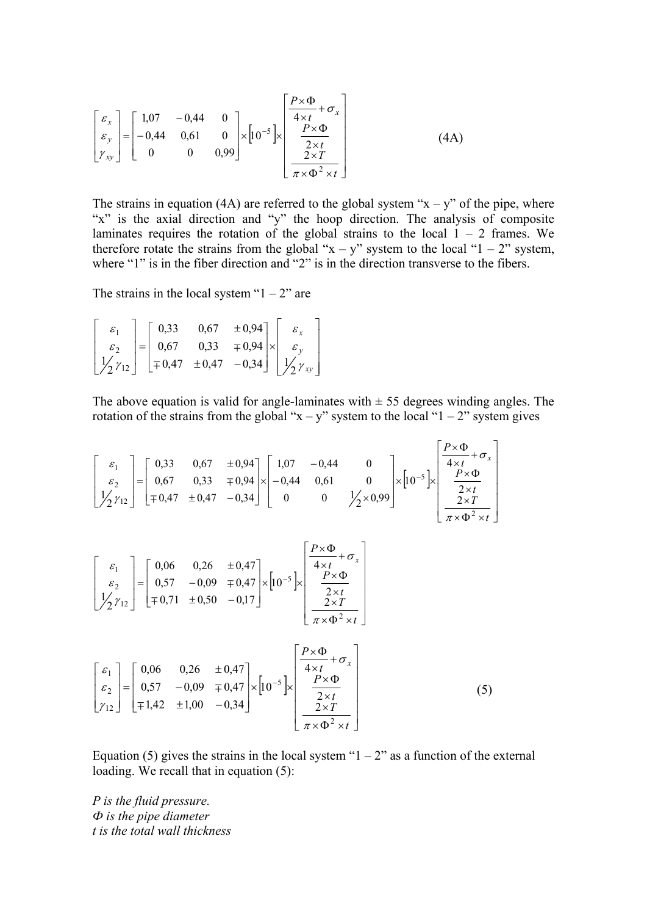$$
\begin{bmatrix} \varepsilon_x \\ \varepsilon_y \\ \gamma_{xy} \end{bmatrix} = \begin{bmatrix} 1{,}07 & -0{,}44 & 0 \\ -0{,}44 & 0{,}61 & 0 \\ 0 & 0 & 0{,}99 \end{bmatrix} \times \left[10^{-5}\right] \times \begin{bmatrix} \dfrac{P \times \Phi}{4 \times t} + \sigma_x \\ \dfrac{P \times \Phi}{2 \times t} \\ \dfrac{2 \times T}{\pi \times \Phi^2 \times t} \end{bmatrix} \tag{4A}
$$

The strains in equation (4A) are referred to the global system "x – y" of the pipe, where "x" is the axial direction and "y" the hoop direction. The analysis of composite laminates requires the rotation of the global strains to the local 1 – 2 frames. We therefore rotate the strains from the global "x – y" system to the local "1 – 2" system, where "1" is in the fiber direction and "2" is in the direction transverse to the fibers.

The strains in the local system "1 – 2" are

$$
\begin{bmatrix} \varepsilon_1 \\ \varepsilon_2 \\ \tfrac{1}{2}\gamma_{12} \end{bmatrix} = \begin{bmatrix} 0{,}33 & 0{,}67 & \pm 0{,}94 \\ 0{,}67 & 0{,}33 & \mp 0{,}94 \\ \mp 0{,}47 & \pm 0{,}47 & -0{,}34 \end{bmatrix} \times \begin{bmatrix} \varepsilon_x \\ \varepsilon_y \\ \tfrac{1}{2}\gamma_{xy} \end{bmatrix}
$$

The above equation is valid for angle-laminates with ± 55 degrees winding angles. The rotation of the strains from the global "x – y" system to the local "1 – 2" system gives

$$
\begin{bmatrix} \varepsilon_1 \\ \varepsilon_2 \\ \tfrac{1}{2}\gamma_{12} \end{bmatrix} = \begin{bmatrix} 0{,}33 & 0{,}67 & \pm 0{,}94 \\ 0{,}67 & 0{,}33 & \mp 0{,}94 \\ \mp 0{,}47 & \pm 0{,}47 & -0{,}34 \end{bmatrix} \times \begin{bmatrix} 1{,}07 & -0{,}44 & 0 \\ -0{,}44 & 0{,}61 & 0 \\ 0 & 0 & \tfrac{1}{2} \times 0{,}99 \end{bmatrix} \times \left[10^{-5}\right] \times \begin{bmatrix} \dfrac{P \times \Phi}{4 \times t} + \sigma_x \\ \dfrac{P \times \Phi}{2 \times t} \\ \dfrac{2 \times T}{\pi \times \Phi^2 \times t} \end{bmatrix}
$$

$$
\begin{bmatrix} \varepsilon_1 \\ \varepsilon_2 \\ \tfrac{1}{2}\gamma_{12} \end{bmatrix} = \begin{bmatrix} 0{,}06 & 0{,}26 & \pm 0{,}47 \\ 0{,}57 & -0{,}09 & \mp 0{,}47 \\ \mp 0{,}71 & \pm 0{,}50 & -0{,}17 \end{bmatrix} \times \left[10^{-5}\right] \times \begin{bmatrix} \dfrac{P \times \Phi}{4 \times t} + \sigma_x \\ \dfrac{P \times \Phi}{2 \times t} \\ \dfrac{2 \times T}{\pi \times \Phi^2 \times t} \end{bmatrix}
$$

$$
\begin{bmatrix} \varepsilon_1 \\ \varepsilon_2 \\ \gamma_{12} \end{bmatrix} = \begin{bmatrix} 0{,}06 & 0{,}26 & \pm 0{,}47 \\ 0{,}57 & -0{,}09 & \mp 0{,}47 \\ \mp 1{,}42 & \pm 1{,}00 & -0{,}34 \end{bmatrix} \times \left[10^{-5}\right] \times \begin{bmatrix} \dfrac{P \times \Phi}{4 \times t} + \sigma_x \\ \dfrac{P \times \Phi}{2 \times t} \\ \dfrac{2 \times T}{\pi \times \Phi^2 \times t} \end{bmatrix} \tag{5}
$$

Equation (5) gives the strains in the local system "1 – 2" as a function of the external loading. We recall that in equation (5):

*P is the fluid pressure.*
*Φ is the pipe diameter*
*t is the total wall thickness*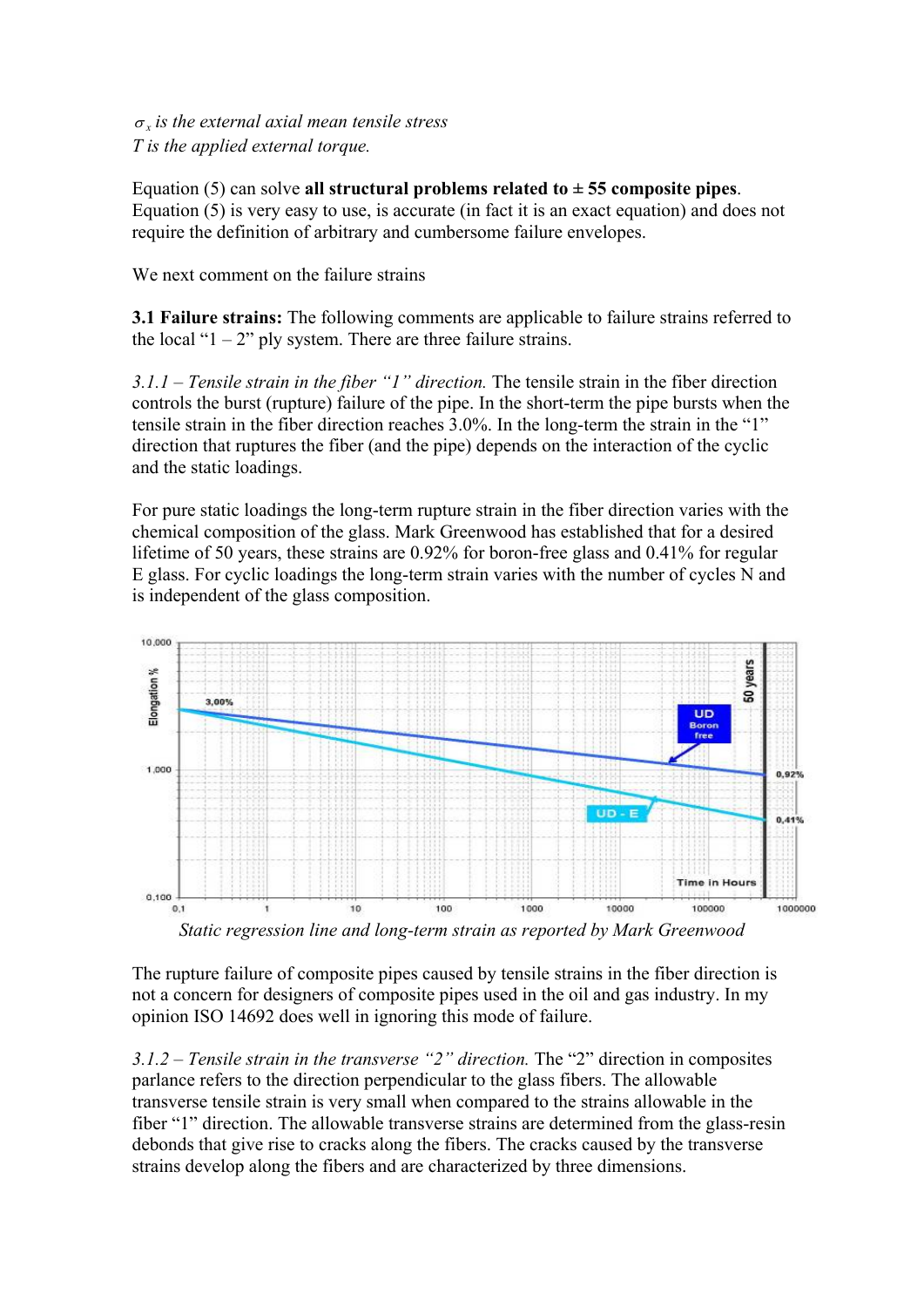$\sigma_x$ *is the external axial mean tensile stress*
*T is the applied external torque.*

Equation (5) can solve **all structural problems related to ± 55 composite pipes**. Equation (5) is very easy to use, is accurate (in fact it is an exact equation) and does not require the definition of arbitrary and cumbersome failure envelopes.

We next comment on the failure strains

**3.1 Failure strains:** The following comments are applicable to failure strains referred to the local "1 – 2" ply system. There are three failure strains.

*3.1.1 – Tensile strain in the fiber "1" direction.* The tensile strain in the fiber direction controls the burst (rupture) failure of the pipe. In the short-term the pipe bursts when the tensile strain in the fiber direction reaches 3.0%. In the long-term the strain in the "1" direction that ruptures the fiber (and the pipe) depends on the interaction of the cyclic and the static loadings.

For pure static loadings the long-term rupture strain in the fiber direction varies with the chemical composition of the glass. Mark Greenwood has established that for a desired lifetime of 50 years, these strains are 0.92% for boron-free glass and 0.41% for regular E glass. For cyclic loadings the long-term strain varies with the number of cycles N and is independent of the glass composition.

*Static regression line and long-term strain as reported by Mark Greenwood*

The rupture failure of composite pipes caused by tensile strains in the fiber direction is not a concern for designers of composite pipes used in the oil and gas industry. In my opinion ISO 14692 does well in ignoring this mode of failure.

*3.1.2 – Tensile strain in the transverse "2" direction.* The "2" direction in composites parlance refers to the direction perpendicular to the glass fibers. The allowable transverse tensile strain is very small when compared to the strains allowable in the fiber "1" direction. The allowable transverse strains are determined from the glass-resin debonds that give rise to cracks along the fibers. The cracks caused by the transverse strains develop along the fibers and are characterized by three dimensions.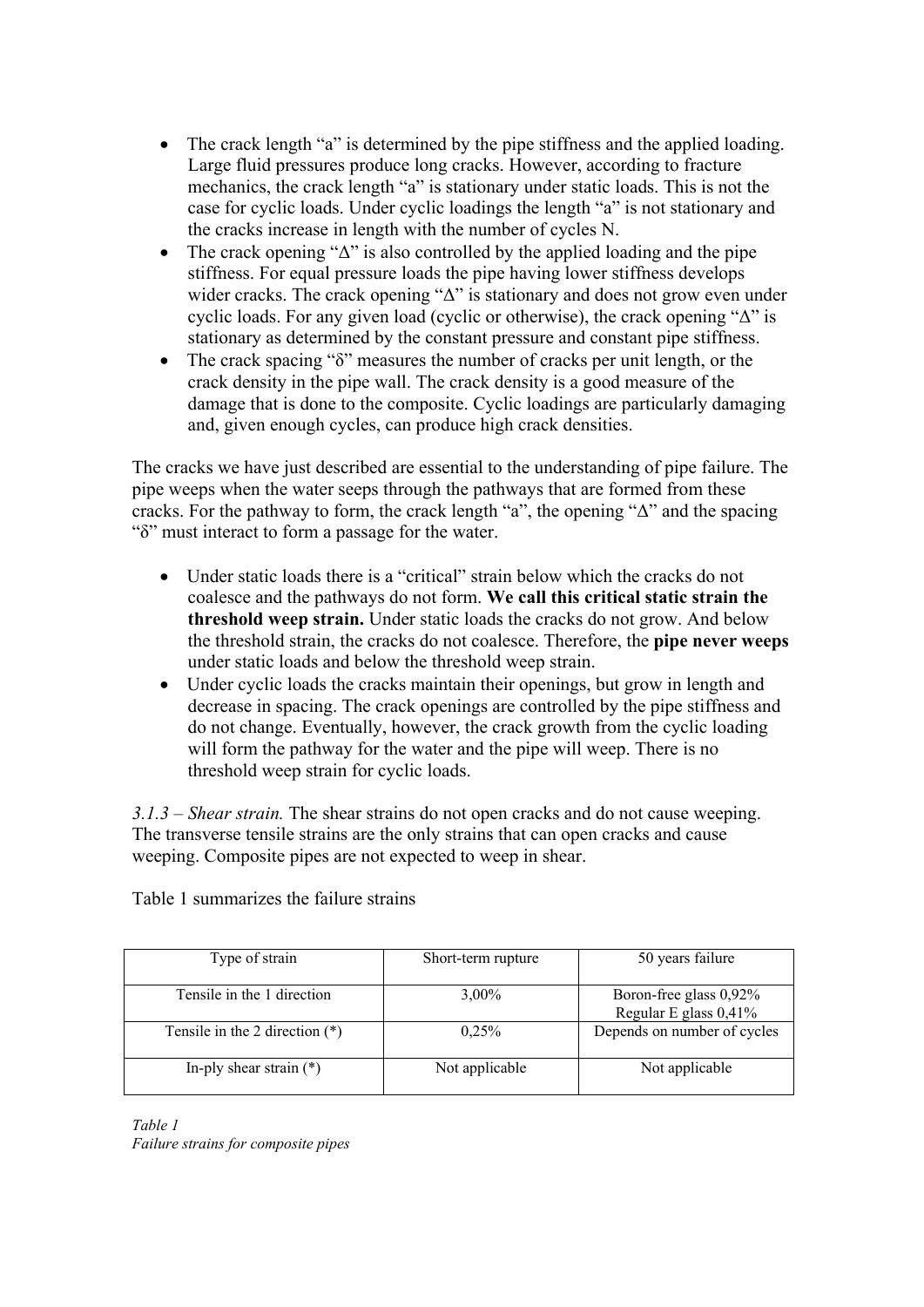- The crack length "a" is determined by the pipe stiffness and the applied loading. Large fluid pressures produce long cracks. However, according to fracture mechanics, the crack length "a" is stationary under static loads. This is not the case for cyclic loads. Under cyclic loadings the length "a" is not stationary and the cracks increase in length with the number of cycles N.
- The crack opening "Δ" is also controlled by the applied loading and the pipe stiffness. For equal pressure loads the pipe having lower stiffness develops wider cracks. The crack opening "Δ" is stationary and does not grow even under cyclic loads. For any given load (cyclic or otherwise), the crack opening "Δ" is stationary as determined by the constant pressure and constant pipe stiffness.
- The crack spacing "δ" measures the number of cracks per unit length, or the crack density in the pipe wall. The crack density is a good measure of the damage that is done to the composite. Cyclic loadings are particularly damaging and, given enough cycles, can produce high crack densities.

The cracks we have just described are essential to the understanding of pipe failure. The pipe weeps when the water seeps through the pathways that are formed from these cracks. For the pathway to form, the crack length "a", the opening "Δ" and the spacing "δ" must interact to form a passage for the water.

- Under static loads there is a "critical" strain below which the cracks do not coalesce and the pathways do not form. **We call this critical static strain the threshold weep strain.** Under static loads the cracks do not grow. And below the threshold strain, the cracks do not coalesce. Therefore, the **pipe never weeps** under static loads and below the threshold weep strain.
- Under cyclic loads the cracks maintain their openings, but grow in length and decrease in spacing. The crack openings are controlled by the pipe stiffness and do not change. Eventually, however, the crack growth from the cyclic loading will form the pathway for the water and the pipe will weep. There is no threshold weep strain for cyclic loads.

*3.1.3 – Shear strain.* The shear strains do not open cracks and do not cause weeping. The transverse tensile strains are the only strains that can open cracks and cause weeping. Composite pipes are not expected to weep in shear.

Table 1 summarizes the failure strains

| Type of strain | Short-term rupture | 50 years failure |
|---|---|---|
| Tensile in the 1 direction | 3,00% | Boron-free glass 0,92%<br>Regular E glass 0,41% |
| Tensile in the 2 direction (*) | 0,25% | Depends on number of cycles |
| In-ply shear strain (*) | Not applicable | Not applicable |

*Table 1*
*Failure strains for composite pipes*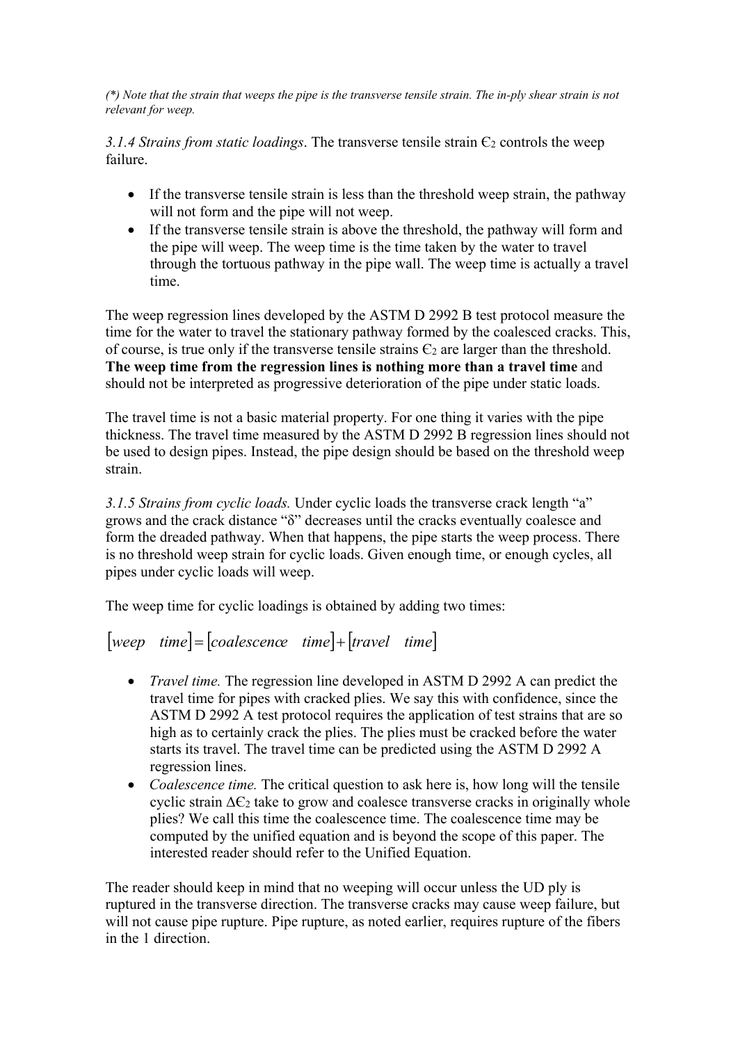*(\*) Note that the strain that weeps the pipe is the transverse tensile strain. The in-ply shear strain is not relevant for weep.*

*3.1.4 Strains from static loadings*. The transverse tensile strain $\epsilon_2$ controls the weep failure.

- If the transverse tensile strain is less than the threshold weep strain, the pathway will not form and the pipe will not weep.
- If the transverse tensile strain is above the threshold, the pathway will form and the pipe will weep. The weep time is the time taken by the water to travel through the tortuous pathway in the pipe wall. The weep time is actually a travel time.

The weep regression lines developed by the ASTM D 2992 B test protocol measure the time for the water to travel the stationary pathway formed by the coalesced cracks. This, of course, is true only if the transverse tensile strains $\epsilon_2$ are larger than the threshold. **The weep time from the regression lines is nothing more than a travel time** and should not be interpreted as progressive deterioration of the pipe under static loads.

The travel time is not a basic material property. For one thing it varies with the pipe thickness. The travel time measured by the ASTM D 2992 B regression lines should not be used to design pipes. Instead, the pipe design should be based on the threshold weep strain.

*3.1.5 Strains from cyclic loads.* Under cyclic loads the transverse crack length "a" grows and the crack distance "δ" decreases until the cracks eventually coalesce and form the dreaded pathway. When that happens, the pipe starts the weep process. There is no threshold weep strain for cyclic loads. Given enough time, or enough cycles, all pipes under cyclic loads will weep.

The weep time for cyclic loadings is obtained by adding two times:

$$[weep \quad time] = [coalescence \quad time] + [travel \quad time]$$

- *Travel time.* The regression line developed in ASTM D 2992 A can predict the travel time for pipes with cracked plies. We say this with confidence, since the ASTM D 2992 A test protocol requires the application of test strains that are so high as to certainly crack the plies. The plies must be cracked before the water starts its travel. The travel time can be predicted using the ASTM D 2992 A regression lines.
- *Coalescence time.* The critical question to ask here is, how long will the tensile cyclic strain $\Delta\epsilon_2$ take to grow and coalesce transverse cracks in originally whole plies? We call this time the coalescence time. The coalescence time may be computed by the unified equation and is beyond the scope of this paper. The interested reader should refer to the Unified Equation.

The reader should keep in mind that no weeping will occur unless the UD ply is ruptured in the transverse direction. The transverse cracks may cause weep failure, but will not cause pipe rupture. Pipe rupture, as noted earlier, requires rupture of the fibers in the 1 direction.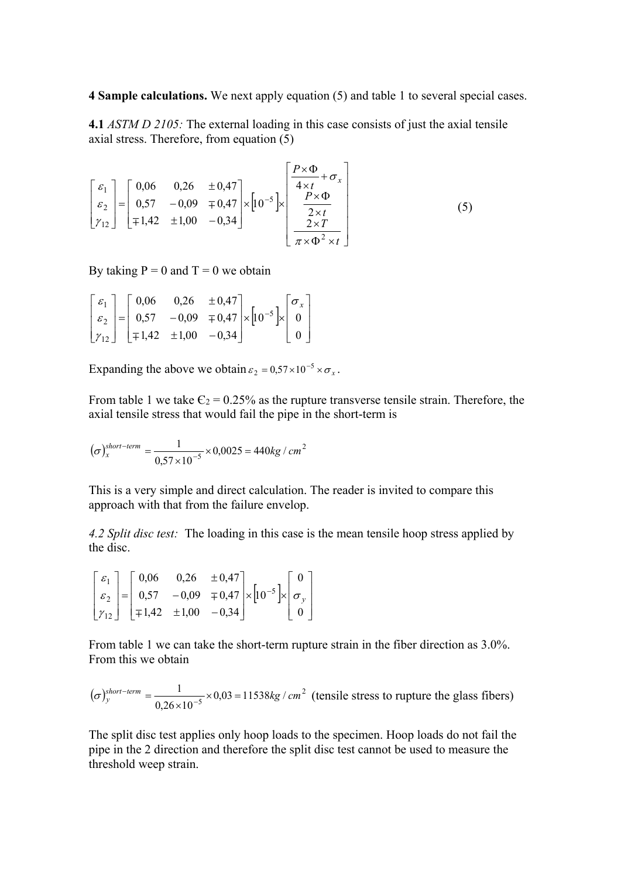**4 Sample calculations.** We next apply equation (5) and table 1 to several special cases.

**4.1** *ASTM D 2105:* The external loading in this case consists of just the axial tensile axial stress. Therefore, from equation (5)

$$\begin{bmatrix} \varepsilon_1 \\ \varepsilon_2 \\ \gamma_{12} \end{bmatrix} = \begin{bmatrix} 0{,}06 & 0{,}26 & \pm 0{,}47 \\ 0{,}57 & -0{,}09 & \mp 0{,}47 \\ \mp 1{,}42 & \pm 1{,}00 & -0{,}34 \end{bmatrix} \times \left[10^{-5}\right] \times \begin{bmatrix} \dfrac{P \times \Phi}{4 \times t} + \sigma_x \\ \dfrac{P \times \Phi}{2 \times t} \\ \dfrac{2 \times T}{\pi \times \Phi^2 \times t} \end{bmatrix} \qquad (5)$$

By taking P = 0 and T = 0 we obtain

$$\begin{bmatrix} \varepsilon_1 \\ \varepsilon_2 \\ \gamma_{12} \end{bmatrix} = \begin{bmatrix} 0{,}06 & 0{,}26 & \pm 0{,}47 \\ 0{,}57 & -0{,}09 & \mp 0{,}47 \\ \mp 1{,}42 & \pm 1{,}00 & -0{,}34 \end{bmatrix} \times \left[10^{-5}\right] \times \begin{bmatrix} \sigma_x \\ 0 \\ 0 \end{bmatrix}$$

Expanding the above we obtain $\varepsilon_2 = 0{,}57 \times 10^{-5} \times \sigma_x$.

From table 1 we take $\epsilon_2 = 0.25\%$ as the rupture transverse tensile strain. Therefore, the axial tensile stress that would fail the pipe in the short-term is

$$(\sigma)_x^{short-term} = \frac{1}{0{,}57 \times 10^{-5}} \times 0{,}0025 = 440 kg/cm^2$$

This is a very simple and direct calculation. The reader is invited to compare this approach with that from the failure envelop.

*4.2 Split disc test:* The loading in this case is the mean tensile hoop stress applied by the disc.

$$\begin{bmatrix} \varepsilon_1 \\ \varepsilon_2 \\ \gamma_{12} \end{bmatrix} = \begin{bmatrix} 0{,}06 & 0{,}26 & \pm 0{,}47 \\ 0{,}57 & -0{,}09 & \mp 0{,}47 \\ \mp 1{,}42 & \pm 1{,}00 & -0{,}34 \end{bmatrix} \times \left[10^{-5}\right] \times \begin{bmatrix} 0 \\ \sigma_y \\ 0 \end{bmatrix}$$

From table 1 we can take the short-term rupture strain in the fiber direction as 3.0%. From this we obtain

$$(\sigma)_y^{short-term} = \frac{1}{0{,}26 \times 10^{-5}} \times 0{,}03 = 11538 kg/cm^2 \text{ (tensile stress to rupture the glass fibers)}$$

The split disc test applies only hoop loads to the specimen. Hoop loads do not fail the pipe in the 2 direction and therefore the split disc test cannot be used to measure the threshold weep strain.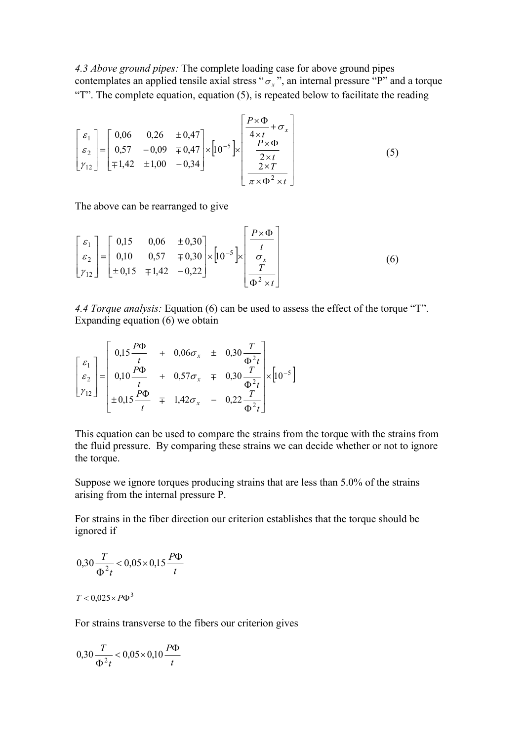*4.3 Above ground pipes:* The complete loading case for above ground pipes contemplates an applied tensile axial stress "$\sigma_x$", an internal pressure "P" and a torque "T". The complete equation, equation (5), is repeated below to facilitate the reading

$$
\begin{bmatrix} \varepsilon_1 \\ \varepsilon_2 \\ \gamma_{12} \end{bmatrix} = \begin{bmatrix} 0{,}06 & 0{,}26 & \pm 0{,}47 \\ 0{,}57 & -0{,}09 & \mp 0{,}47 \\ \mp 1{,}42 & \pm 1{,}00 & -0{,}34 \end{bmatrix} \times \left[10^{-5}\right] \times \begin{bmatrix} \dfrac{P \times \Phi}{4 \times t} + \sigma_x \\ \dfrac{P \times \Phi}{2 \times t} \\ \dfrac{2 \times T}{\pi \times \Phi^2 \times t} \end{bmatrix} \tag{5}
$$

The above can be rearranged to give

$$
\begin{bmatrix} \varepsilon_1 \\ \varepsilon_2 \\ \gamma_{12} \end{bmatrix} = \begin{bmatrix} 0{,}15 & 0{,}06 & \pm 0{,}30 \\ 0{,}10 & 0{,}57 & \mp 0{,}30 \\ \pm 0{,}15 & \mp 1{,}42 & -0{,}22 \end{bmatrix} \times \left[10^{-5}\right] \times \begin{bmatrix} \dfrac{P \times \Phi}{t} \\ \sigma_x \\ \dfrac{T}{\Phi^2 \times t} \end{bmatrix} \tag{6}
$$

*4.4 Torque analysis:* Equation (6) can be used to assess the effect of the torque "T". Expanding equation (6) we obtain

$$
\begin{bmatrix} \varepsilon_1 \\ \varepsilon_2 \\ \gamma_{12} \end{bmatrix} = \begin{bmatrix} 0{,}15\dfrac{P\Phi}{t} & + & 0{,}06\sigma_x & \pm & 0{,}30\dfrac{T}{\Phi^2 t} \\ 0{,}10\dfrac{P\Phi}{t} & + & 0{,}57\sigma_x & \mp & 0{,}30\dfrac{T}{\Phi^2 t} \\ \pm 0{,}15\dfrac{P\Phi}{t} & \mp & 1{,}42\sigma_x & - & 0{,}22\dfrac{T}{\Phi^2 t} \end{bmatrix} \times \left[10^{-5}\right]
$$

This equation can be used to compare the strains from the torque with the strains from the fluid pressure. By comparing these strains we can decide whether or not to ignore the torque.

Suppose we ignore torques producing strains that are less than 5.0% of the strains arising from the internal pressure P.

For strains in the fiber direction our criterion establishes that the torque should be ignored if

$$
0{,}30\frac{T}{\Phi^2 t} < 0{,}05 \times 0{,}15\frac{P\Phi}{t}
$$

$$
T < 0{,}025 \times P\Phi^3
$$

For strains transverse to the fibers our criterion gives

$$
0{,}30\frac{T}{\Phi^2 t} < 0{,}05 \times 0{,}10\frac{P\Phi}{t}
$$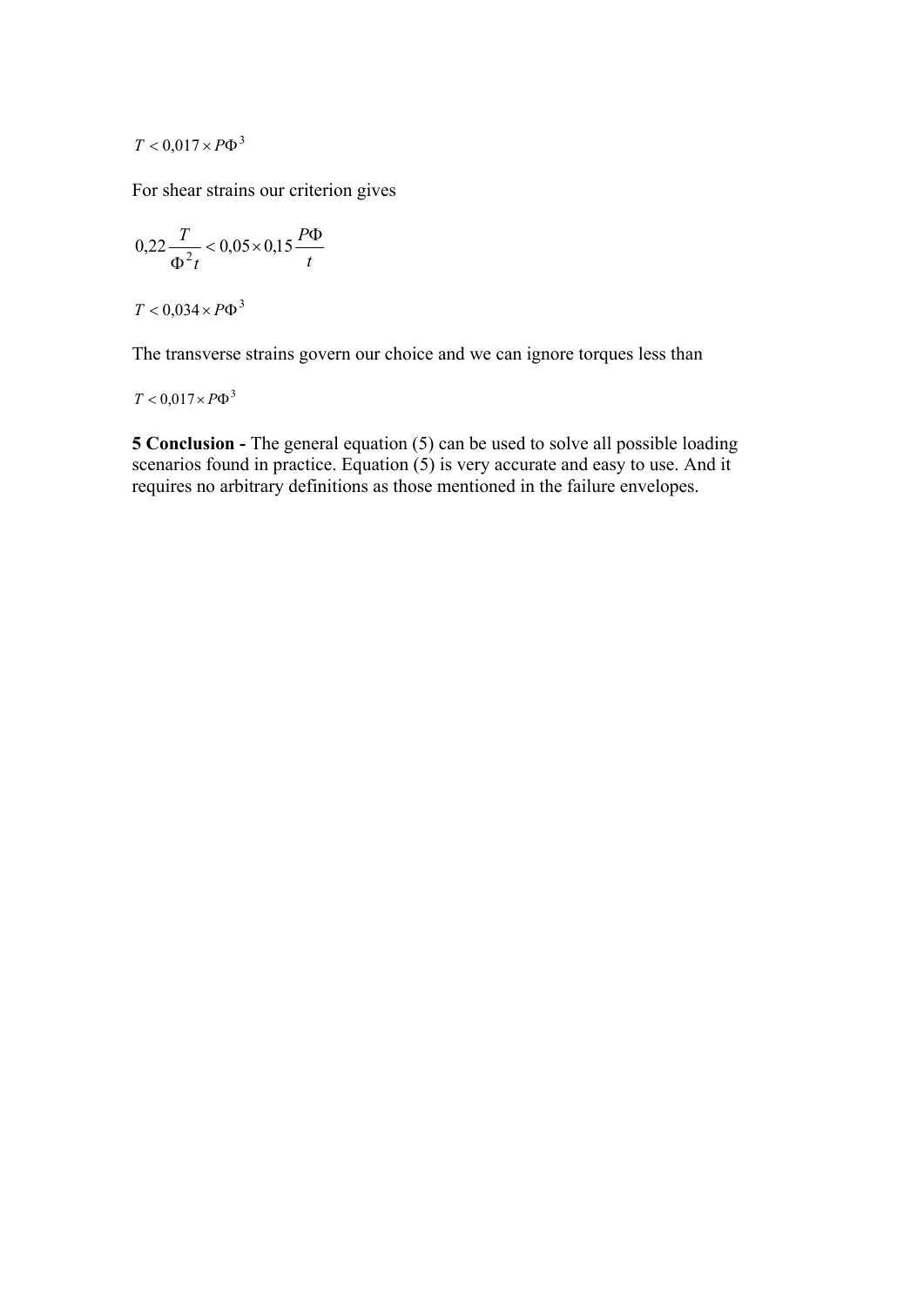$$T < 0{,}017 \times P\Phi^3$$

For shear strains our criterion gives

$$0{,}22\frac{T}{\Phi^2 t} < 0{,}05 \times 0{,}15\frac{P\Phi}{t}$$

$$T < 0{,}034 \times P\Phi^3$$

The transverse strains govern our choice and we can ignore torques less than

$$T < 0{,}017 \times P\Phi^3$$

**5 Conclusion -** The general equation (5) can be used to solve all possible loading scenarios found in practice. Equation (5) is very accurate and easy to use. And it requires no arbitrary definitions as those mentioned in the failure envelopes.